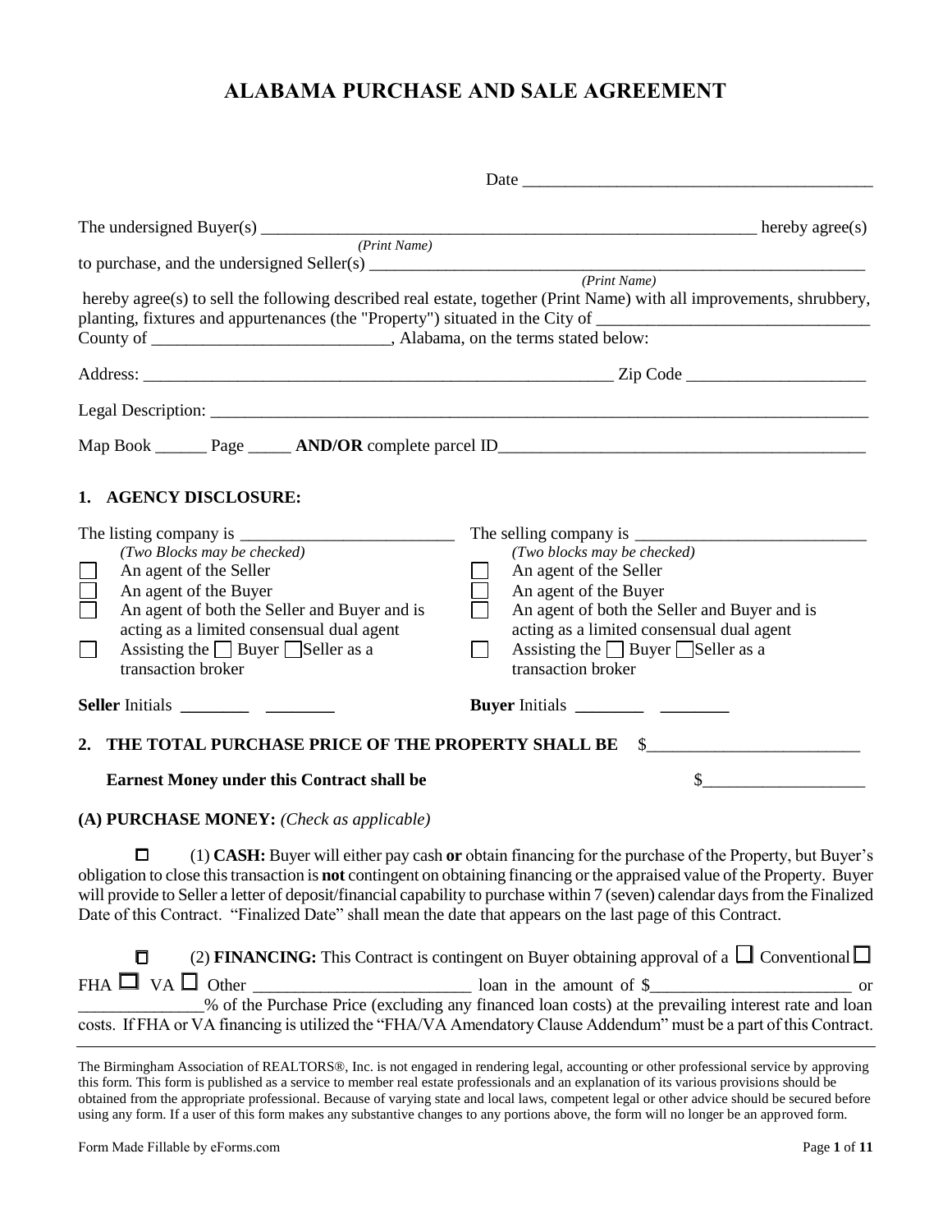# ALABAMA PURCHASE AND SALE AGREEMENT

Date ________________________________________

The undersigned Buyer(s) ____________________________________________________________ hereby agree(s)
*(Print Name)*
to purchase, and the undersigned Seller(s) ______________________________________________________________
*(Print Name)*
hereby agree(s) to sell the following described real estate, together (Print Name) with all improvements, shrubbery, planting, fixtures and appurtenances (the "Property") situated in the City of _______________________________ County of ____________________________, Alabama, on the terms stated below:

Address: _________________________________________________________ Zip Code _____________________

Legal Description: _________________________________________________________________________________

Map Book ______ Page _____ **AND/OR** complete parcel ID_____________________________________________

## 1. AGENCY DISCLOSURE:

The listing company is _________________________
*(Two Blocks may be checked)*
- ☐ An agent of the Seller
- ☐ An agent of the Buyer
- ☐ An agent of both the Seller and Buyer and is acting as a limited consensual dual agent
- ☐ Assisting the ☐ Buyer ☐ Seller as a transaction broker

**Seller** Initials ________ ________

The selling company is ___________________________
*(Two blocks may be checked)*
- ☐ An agent of the Seller
- ☐ An agent of the Buyer
- ☐ An agent of both the Seller and Buyer and is acting as a limited consensual dual agent
- ☐ Assisting the ☐ Buyer ☐ Seller as a transaction broker

**Buyer** Initials ________ ________

## 2. THE TOTAL PURCHASE PRICE OF THE PROPERTY SHALL BE $________________________

**Earnest Money under this Contract shall be** $__________________

**(A) PURCHASE MONEY:** *(Check as applicable)*

☐ (1) **CASH:** Buyer will either pay cash **or** obtain financing for the purchase of the Property, but Buyer's obligation to close this transaction is **not** contingent on obtaining financing or the appraised value of the Property. Buyer will provide to Seller a letter of deposit/financial capability to purchase within 7 (seven) calendar days from the Finalized Date of this Contract. "Finalized Date" shall mean the date that appears on the last page of this Contract.

☐ (2) **FINANCING:** This Contract is contingent on Buyer obtaining approval of a ☐ Conventional ☐ FHA ☐ VA ☐ Other _________________________ loan in the amount of $_______________________ or _______________% of the Purchase Price (excluding any financed loan costs) at the prevailing interest rate and loan costs. If FHA or VA financing is utilized the "FHA/VA Amendatory Clause Addendum" must be a part of this Contract.

---

The Birmingham Association of REALTORS®, Inc. is not engaged in rendering legal, accounting or other professional service by approving this form. This form is published as a service to member real estate professionals and an explanation of its various provisions should be obtained from the appropriate professional. Because of varying state and local laws, competent legal or other advice should be secured before using any form. If a user of this form makes any substantive changes to any portions above, the form will no longer be an approved form.

Form Made Fillable by eForms.com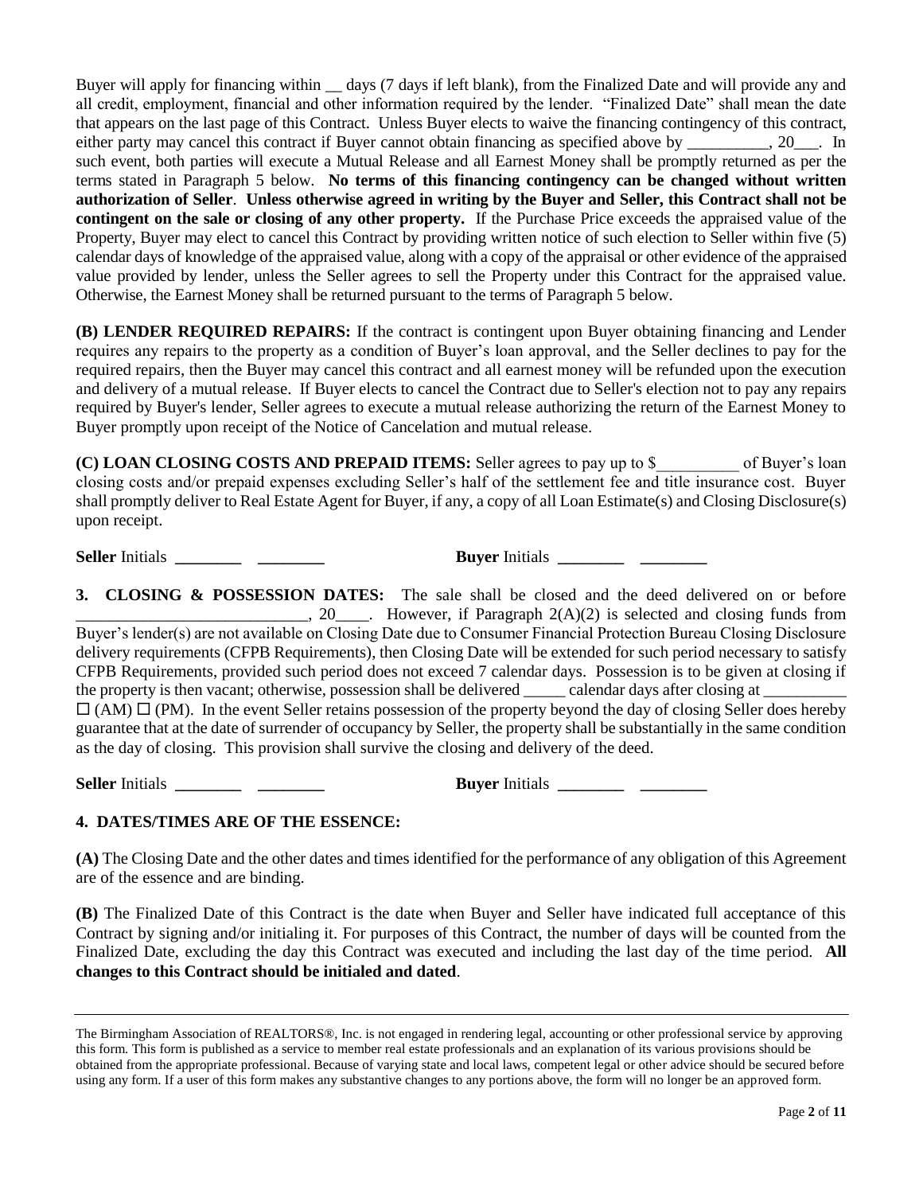Buyer will apply for financing within __ days (7 days if left blank), from the Finalized Date and will provide any and all credit, employment, financial and other information required by the lender. "Finalized Date" shall mean the date that appears on the last page of this Contract. Unless Buyer elects to waive the financing contingency of this contract, either party may cancel this contract if Buyer cannot obtain financing as specified above by __________, 20___. In such event, both parties will execute a Mutual Release and all Earnest Money shall be promptly returned as per the terms stated in Paragraph 5 below. **No terms of this financing contingency can be changed without written authorization of Seller**. **Unless otherwise agreed in writing by the Buyer and Seller, this Contract shall not be contingent on the sale or closing of any other property.** If the Purchase Price exceeds the appraised value of the Property, Buyer may elect to cancel this Contract by providing written notice of such election to Seller within five (5) calendar days of knowledge of the appraised value, along with a copy of the appraisal or other evidence of the appraised value provided by lender, unless the Seller agrees to sell the Property under this Contract for the appraised value. Otherwise, the Earnest Money shall be returned pursuant to the terms of Paragraph 5 below.

**(B) LENDER REQUIRED REPAIRS:** If the contract is contingent upon Buyer obtaining financing and Lender requires any repairs to the property as a condition of Buyer's loan approval, and the Seller declines to pay for the required repairs, then the Buyer may cancel this contract and all earnest money will be refunded upon the execution and delivery of a mutual release. If Buyer elects to cancel the Contract due to Seller's election not to pay any repairs required by Buyer's lender, Seller agrees to execute a mutual release authorizing the return of the Earnest Money to Buyer promptly upon receipt of the Notice of Cancelation and mutual release.

**(C) LOAN CLOSING COSTS AND PREPAID ITEMS:** Seller agrees to pay up to $__________ of Buyer's loan closing costs and/or prepaid expenses excluding Seller's half of the settlement fee and title insurance cost. Buyer shall promptly deliver to Real Estate Agent for Buyer, if any, a copy of all Loan Estimate(s) and Closing Disclosure(s) upon receipt.

**Seller** Initials ________ ________ **Buyer** Initials ________ ________

**3. CLOSING & POSSESSION DATES:** The sale shall be closed and the deed delivered on or before ____________________________, 20____. However, if Paragraph 2(A)(2) is selected and closing funds from Buyer's lender(s) are not available on Closing Date due to Consumer Financial Protection Bureau Closing Disclosure delivery requirements (CFPB Requirements), then Closing Date will be extended for such period necessary to satisfy CFPB Requirements, provided such period does not exceed 7 calendar days. Possession is to be given at closing if the property is then vacant; otherwise, possession shall be delivered _____ calendar days after closing at __________ ☐ (AM) ☐ (PM). In the event Seller retains possession of the property beyond the day of closing Seller does hereby guarantee that at the date of surrender of occupancy by Seller, the property shall be substantially in the same condition as the day of closing. This provision shall survive the closing and delivery of the deed.

**Seller** Initials ________ ________ **Buyer** Initials ________ ________

**4. DATES/TIMES ARE OF THE ESSENCE:**

**(A)** The Closing Date and the other dates and times identified for the performance of any obligation of this Agreement are of the essence and are binding.

**(B)** The Finalized Date of this Contract is the date when Buyer and Seller have indicated full acceptance of this Contract by signing and/or initialing it. For purposes of this Contract, the number of days will be counted from the Finalized Date, excluding the day this Contract was executed and including the last day of the time period. **All changes to this Contract should be initialed and dated**.

---

The Birmingham Association of REALTORS®, Inc. is not engaged in rendering legal, accounting or other professional service by approving this form. This form is published as a service to member real estate professionals and an explanation of its various provisions should be obtained from the appropriate professional. Because of varying state and local laws, competent legal or other advice should be secured before using any form. If a user of this form makes any substantive changes to any portions above, the form will no longer be an approved form.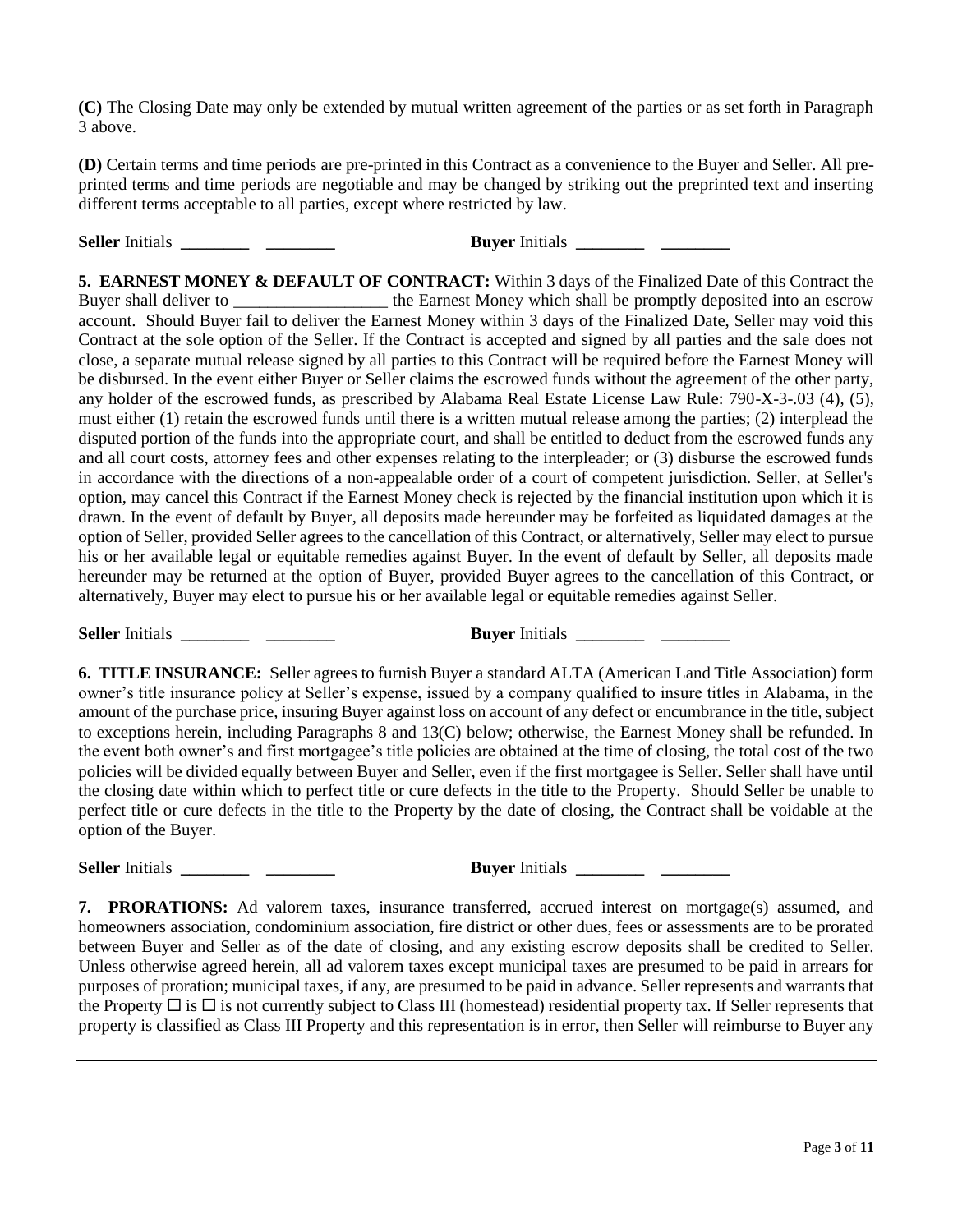**(C)** The Closing Date may only be extended by mutual written agreement of the parties or as set forth in Paragraph 3 above.

**(D)** Certain terms and time periods are pre-printed in this Contract as a convenience to the Buyer and Seller. All pre-printed terms and time periods are negotiable and may be changed by striking out the preprinted text and inserting different terms acceptable to all parties, except where restricted by law.

**Seller** Initials ________ ________ **Buyer** Initials ________ ________

**5. EARNEST MONEY & DEFAULT OF CONTRACT:** Within 3 days of the Finalized Date of this Contract the Buyer shall deliver to __________________ the Earnest Money which shall be promptly deposited into an escrow account. Should Buyer fail to deliver the Earnest Money within 3 days of the Finalized Date, Seller may void this Contract at the sole option of the Seller. If the Contract is accepted and signed by all parties and the sale does not close, a separate mutual release signed by all parties to this Contract will be required before the Earnest Money will be disbursed. In the event either Buyer or Seller claims the escrowed funds without the agreement of the other party, any holder of the escrowed funds, as prescribed by Alabama Real Estate License Law Rule: 790-X-3-.03 (4), (5), must either (1) retain the escrowed funds until there is a written mutual release among the parties; (2) interplead the disputed portion of the funds into the appropriate court, and shall be entitled to deduct from the escrowed funds any and all court costs, attorney fees and other expenses relating to the interpleader; or (3) disburse the escrowed funds in accordance with the directions of a non-appealable order of a court of competent jurisdiction. Seller, at Seller's option, may cancel this Contract if the Earnest Money check is rejected by the financial institution upon which it is drawn. In the event of default by Buyer, all deposits made hereunder may be forfeited as liquidated damages at the option of Seller, provided Seller agrees to the cancellation of this Contract, or alternatively, Seller may elect to pursue his or her available legal or equitable remedies against Buyer. In the event of default by Seller, all deposits made hereunder may be returned at the option of Buyer, provided Buyer agrees to the cancellation of this Contract, or alternatively, Buyer may elect to pursue his or her available legal or equitable remedies against Seller.

**Seller** Initials ________ ________ **Buyer** Initials ________ ________

**6. TITLE INSURANCE:** Seller agrees to furnish Buyer a standard ALTA (American Land Title Association) form owner's title insurance policy at Seller's expense, issued by a company qualified to insure titles in Alabama, in the amount of the purchase price, insuring Buyer against loss on account of any defect or encumbrance in the title, subject to exceptions herein, including Paragraphs 8 and 13(C) below; otherwise, the Earnest Money shall be refunded. In the event both owner's and first mortgagee's title policies are obtained at the time of closing, the total cost of the two policies will be divided equally between Buyer and Seller, even if the first mortgagee is Seller. Seller shall have until the closing date within which to perfect title or cure defects in the title to the Property. Should Seller be unable to perfect title or cure defects in the title to the Property by the date of closing, the Contract shall be voidable at the option of the Buyer.

**Seller** Initials ________ ________ **Buyer** Initials ________ ________

**7. PRORATIONS:** Ad valorem taxes, insurance transferred, accrued interest on mortgage(s) assumed, and homeowners association, condominium association, fire district or other dues, fees or assessments are to be prorated between Buyer and Seller as of the date of closing, and any existing escrow deposits shall be credited to Seller. Unless otherwise agreed herein, all ad valorem taxes except municipal taxes are presumed to be paid in arrears for purposes of proration; municipal taxes, if any, are presumed to be paid in advance. Seller represents and warrants that the Property ☐ is ☐ is not currently subject to Class III (homestead) residential property tax. If Seller represents that property is classified as Class III Property and this representation is in error, then Seller will reimburse to Buyer any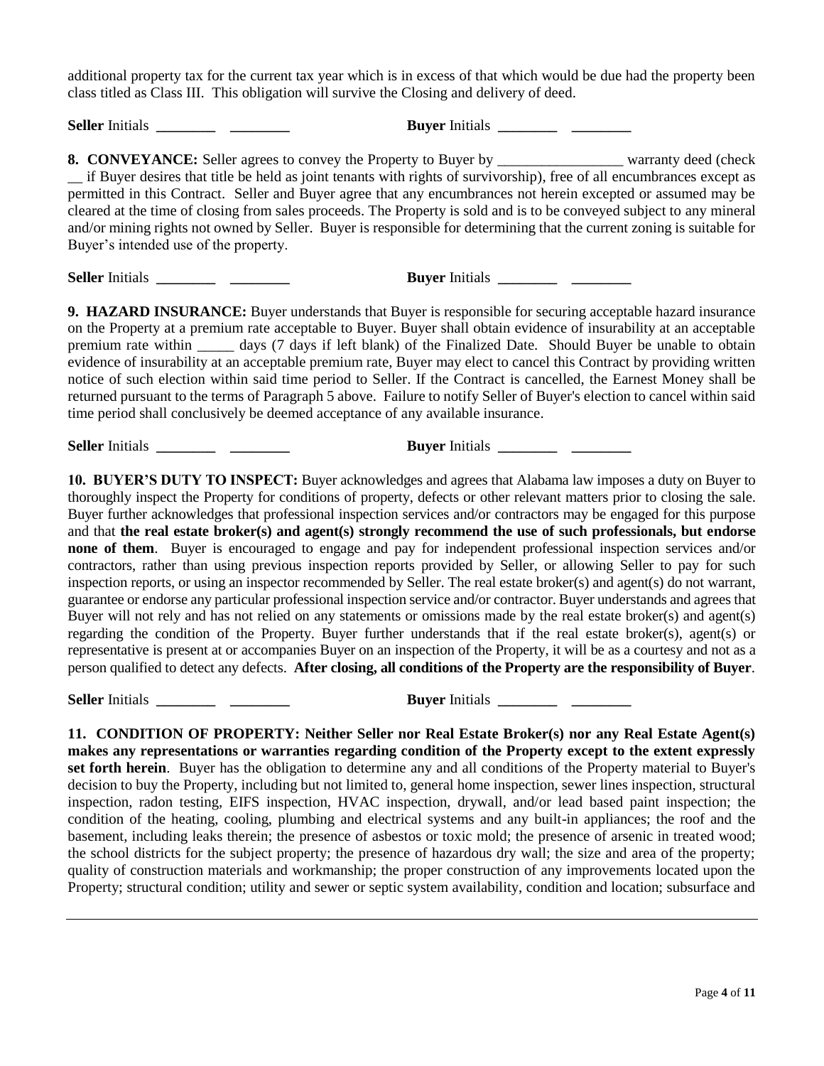additional property tax for the current tax year which is in excess of that which would be due had the property been class titled as Class III. This obligation will survive the Closing and delivery of deed.

**Seller** Initials ________ ________ **Buyer** Initials ________ ________

**8. CONVEYANCE:** Seller agrees to convey the Property to Buyer by _________________ warranty deed (check __ if Buyer desires that title be held as joint tenants with rights of survivorship), free of all encumbrances except as permitted in this Contract. Seller and Buyer agree that any encumbrances not herein excepted or assumed may be cleared at the time of closing from sales proceeds. The Property is sold and is to be conveyed subject to any mineral and/or mining rights not owned by Seller. Buyer is responsible for determining that the current zoning is suitable for Buyer's intended use of the property.

**Seller** Initials ________ ________ **Buyer** Initials ________ ________

**9. HAZARD INSURANCE:** Buyer understands that Buyer is responsible for securing acceptable hazard insurance on the Property at a premium rate acceptable to Buyer. Buyer shall obtain evidence of insurability at an acceptable premium rate within _____ days (7 days if left blank) of the Finalized Date. Should Buyer be unable to obtain evidence of insurability at an acceptable premium rate, Buyer may elect to cancel this Contract by providing written notice of such election within said time period to Seller. If the Contract is cancelled, the Earnest Money shall be returned pursuant to the terms of Paragraph 5 above. Failure to notify Seller of Buyer's election to cancel within said time period shall conclusively be deemed acceptance of any available insurance.

**Seller** Initials ________ ________ **Buyer** Initials ________ ________

**10. BUYER'S DUTY TO INSPECT:** Buyer acknowledges and agrees that Alabama law imposes a duty on Buyer to thoroughly inspect the Property for conditions of property, defects or other relevant matters prior to closing the sale. Buyer further acknowledges that professional inspection services and/or contractors may be engaged for this purpose and that **the real estate broker(s) and agent(s) strongly recommend the use of such professionals, but endorse none of them**. Buyer is encouraged to engage and pay for independent professional inspection services and/or contractors, rather than using previous inspection reports provided by Seller, or allowing Seller to pay for such inspection reports, or using an inspector recommended by Seller. The real estate broker(s) and agent(s) do not warrant, guarantee or endorse any particular professional inspection service and/or contractor. Buyer understands and agrees that Buyer will not rely and has not relied on any statements or omissions made by the real estate broker(s) and agent(s) regarding the condition of the Property. Buyer further understands that if the real estate broker(s), agent(s) or representative is present at or accompanies Buyer on an inspection of the Property, it will be as a courtesy and not as a person qualified to detect any defects. **After closing, all conditions of the Property are the responsibility of Buyer**.

**Seller** Initials ________ ________ **Buyer** Initials ________ ________

**11. CONDITION OF PROPERTY: Neither Seller nor Real Estate Broker(s) nor any Real Estate Agent(s) makes any representations or warranties regarding condition of the Property except to the extent expressly set forth herein**. Buyer has the obligation to determine any and all conditions of the Property material to Buyer's decision to buy the Property, including but not limited to, general home inspection, sewer lines inspection, structural inspection, radon testing, EIFS inspection, HVAC inspection, drywall, and/or lead based paint inspection; the condition of the heating, cooling, plumbing and electrical systems and any built-in appliances; the roof and the basement, including leaks therein; the presence of asbestos or toxic mold; the presence of arsenic in treated wood; the school districts for the subject property; the presence of hazardous dry wall; the size and area of the property; quality of construction materials and workmanship; the proper construction of any improvements located upon the Property; structural condition; utility and sewer or septic system availability, condition and location; subsurface and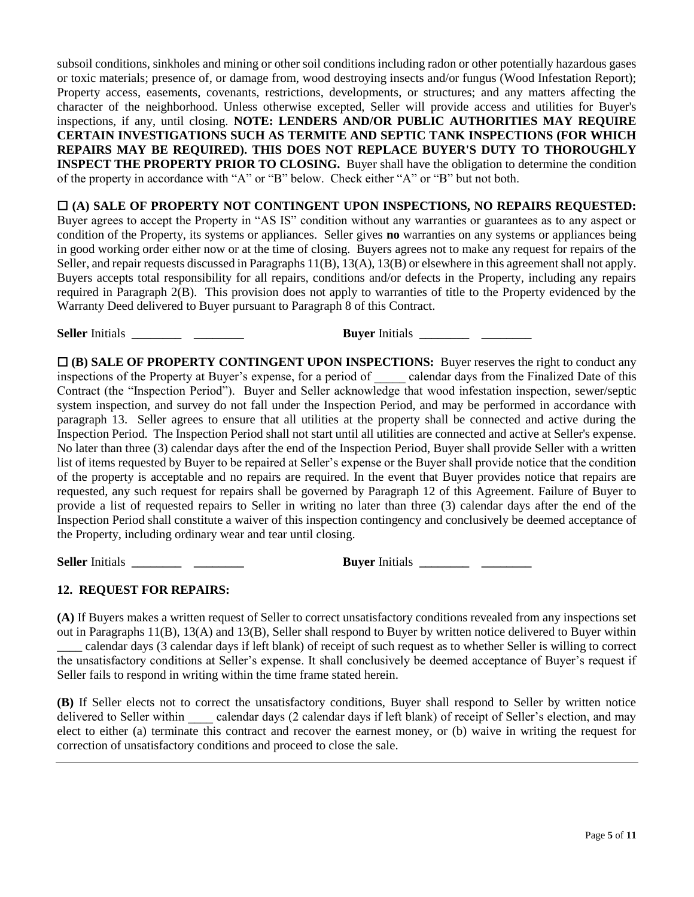subsoil conditions, sinkholes and mining or other soil conditions including radon or other potentially hazardous gases or toxic materials; presence of, or damage from, wood destroying insects and/or fungus (Wood Infestation Report); Property access, easements, covenants, restrictions, developments, or structures; and any matters affecting the character of the neighborhood. Unless otherwise excepted, Seller will provide access and utilities for Buyer's inspections, if any, until closing. **NOTE: LENDERS AND/OR PUBLIC AUTHORITIES MAY REQUIRE CERTAIN INVESTIGATIONS SUCH AS TERMITE AND SEPTIC TANK INSPECTIONS (FOR WHICH REPAIRS MAY BE REQUIRED). THIS DOES NOT REPLACE BUYER'S DUTY TO THOROUGHLY INSPECT THE PROPERTY PRIOR TO CLOSING.** Buyer shall have the obligation to determine the condition of the property in accordance with "A" or "B" below. Check either "A" or "B" but not both.

☐ **(A) SALE OF PROPERTY NOT CONTINGENT UPON INSPECTIONS, NO REPAIRS REQUESTED:** Buyer agrees to accept the Property in "AS IS" condition without any warranties or guarantees as to any aspect or condition of the Property, its systems or appliances. Seller gives **no** warranties on any systems or appliances being in good working order either now or at the time of closing. Buyers agrees not to make any request for repairs of the Seller, and repair requests discussed in Paragraphs 11(B), 13(A), 13(B) or elsewhere in this agreement shall not apply. Buyers accepts total responsibility for all repairs, conditions and/or defects in the Property, including any repairs required in Paragraph 2(B). This provision does not apply to warranties of title to the Property evidenced by the Warranty Deed delivered to Buyer pursuant to Paragraph 8 of this Contract.

**Seller** Initials ________ ________ **Buyer** Initials ________ ________

☐ **(B) SALE OF PROPERTY CONTINGENT UPON INSPECTIONS:** Buyer reserves the right to conduct any inspections of the Property at Buyer's expense, for a period of _____ calendar days from the Finalized Date of this Contract (the "Inspection Period"). Buyer and Seller acknowledge that wood infestation inspection, sewer/septic system inspection, and survey do not fall under the Inspection Period, and may be performed in accordance with paragraph 13. Seller agrees to ensure that all utilities at the property shall be connected and active during the Inspection Period. The Inspection Period shall not start until all utilities are connected and active at Seller's expense. No later than three (3) calendar days after the end of the Inspection Period, Buyer shall provide Seller with a written list of items requested by Buyer to be repaired at Seller's expense or the Buyer shall provide notice that the condition of the property is acceptable and no repairs are required. In the event that Buyer provides notice that repairs are requested, any such request for repairs shall be governed by Paragraph 12 of this Agreement. Failure of Buyer to provide a list of requested repairs to Seller in writing no later than three (3) calendar days after the end of the Inspection Period shall constitute a waiver of this inspection contingency and conclusively be deemed acceptance of the Property, including ordinary wear and tear until closing.

**Seller** Initials ________ ________ **Buyer** Initials ________ ________

### 12. REQUEST FOR REPAIRS:

**(A)** If Buyers makes a written request of Seller to correct unsatisfactory conditions revealed from any inspections set out in Paragraphs 11(B), 13(A) and 13(B), Seller shall respond to Buyer by written notice delivered to Buyer within ____ calendar days (3 calendar days if left blank) of receipt of such request as to whether Seller is willing to correct the unsatisfactory conditions at Seller's expense. It shall conclusively be deemed acceptance of Buyer's request if Seller fails to respond in writing within the time frame stated herein.

**(B)** If Seller elects not to correct the unsatisfactory conditions, Buyer shall respond to Seller by written notice delivered to Seller within ____ calendar days (2 calendar days if left blank) of receipt of Seller's election, and may elect to either (a) terminate this contract and recover the earnest money, or (b) waive in writing the request for correction of unsatisfactory conditions and proceed to close the sale.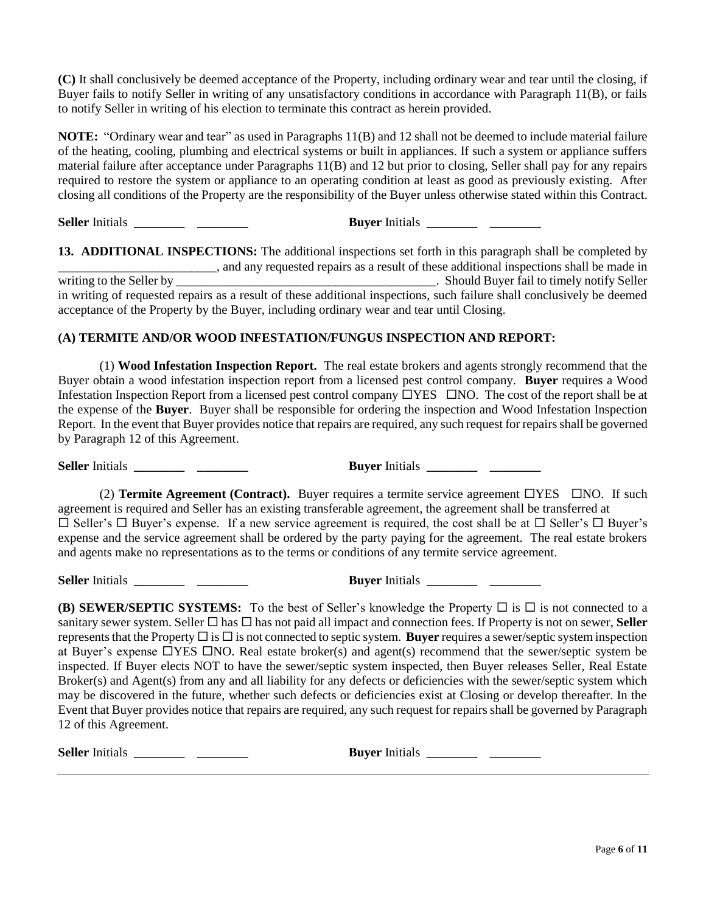**(C)** It shall conclusively be deemed acceptance of the Property, including ordinary wear and tear until the closing, if Buyer fails to notify Seller in writing of any unsatisfactory conditions in accordance with Paragraph 11(B), or fails to notify Seller in writing of his election to terminate this contract as herein provided.

**NOTE:** "Ordinary wear and tear" as used in Paragraphs 11(B) and 12 shall not be deemed to include material failure of the heating, cooling, plumbing and electrical systems or built in appliances. If such a system or appliance suffers material failure after acceptance under Paragraphs 11(B) and 12 but prior to closing, Seller shall pay for any repairs required to restore the system or appliance to an operating condition at least as good as previously existing. After closing all conditions of the Property are the responsibility of the Buyer unless otherwise stated within this Contract.

**Seller** Initials ________ ________ **Buyer** Initials ________ ________

**13. ADDITIONAL INSPECTIONS:** The additional inspections set forth in this paragraph shall be completed by _________________________, and any requested repairs as a result of these additional inspections shall be made in writing to the Seller by __________________________________________. Should Buyer fail to timely notify Seller in writing of requested repairs as a result of these additional inspections, such failure shall conclusively be deemed acceptance of the Property by the Buyer, including ordinary wear and tear until Closing.

**(A) TERMITE AND/OR WOOD INFESTATION/FUNGUS INSPECTION AND REPORT:**

(1) **Wood Infestation Inspection Report.** The real estate brokers and agents strongly recommend that the Buyer obtain a wood infestation inspection report from a licensed pest control company. **Buyer** requires a Wood Infestation Inspection Report from a licensed pest control company ☐YES ☐NO. The cost of the report shall be at the expense of the **Buyer**. Buyer shall be responsible for ordering the inspection and Wood Infestation Inspection Report. In the event that Buyer provides notice that repairs are required, any such request for repairs shall be governed by Paragraph 12 of this Agreement.

**Seller** Initials ________ ________ **Buyer** Initials ________ ________

(2) **Termite Agreement (Contract).** Buyer requires a termite service agreement ☐YES ☐NO. If such agreement is required and Seller has an existing transferable agreement, the agreement shall be transferred at ☐ Seller's ☐ Buyer's expense. If a new service agreement is required, the cost shall be at ☐ Seller's ☐ Buyer's expense and the service agreement shall be ordered by the party paying for the agreement. The real estate brokers and agents make no representations as to the terms or conditions of any termite service agreement.

**Seller** Initials ________ ________ **Buyer** Initials ________ ________

**(B) SEWER/SEPTIC SYSTEMS:** To the best of Seller's knowledge the Property ☐ is ☐ is not connected to a sanitary sewer system. Seller ☐ has ☐ has not paid all impact and connection fees. If Property is not on sewer, **Seller** represents that the Property ☐ is ☐ is not connected to septic system. **Buyer** requires a sewer/septic system inspection at Buyer's expense ☐YES ☐NO. Real estate broker(s) and agent(s) recommend that the sewer/septic system be inspected. If Buyer elects NOT to have the sewer/septic system inspected, then Buyer releases Seller, Real Estate Broker(s) and Agent(s) from any and all liability for any defects or deficiencies with the sewer/septic system which may be discovered in the future, whether such defects or deficiencies exist at Closing or develop thereafter. In the Event that Buyer provides notice that repairs are required, any such request for repairs shall be governed by Paragraph 12 of this Agreement.

**Seller** Initials ________ ________ **Buyer** Initials ________ ________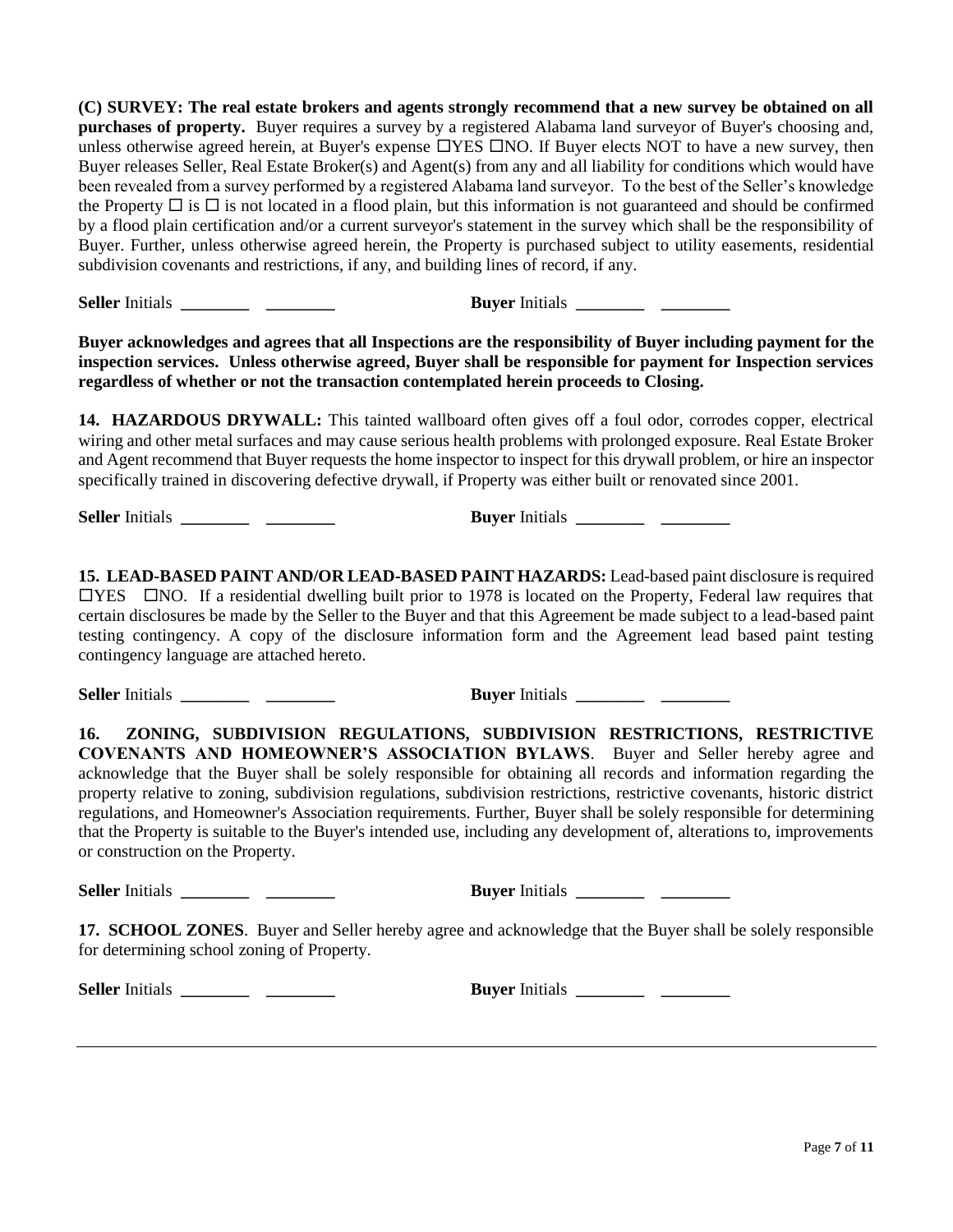**(C) SURVEY: The real estate brokers and agents strongly recommend that a new survey be obtained on all purchases of property.** Buyer requires a survey by a registered Alabama land surveyor of Buyer's choosing and, unless otherwise agreed herein, at Buyer's expense ☐YES ☐NO. If Buyer elects NOT to have a new survey, then Buyer releases Seller, Real Estate Broker(s) and Agent(s) from any and all liability for conditions which would have been revealed from a survey performed by a registered Alabama land surveyor. To the best of the Seller's knowledge the Property ☐ is ☐ is not located in a flood plain, but this information is not guaranteed and should be confirmed by a flood plain certification and/or a current surveyor's statement in the survey which shall be the responsibility of Buyer. Further, unless otherwise agreed herein, the Property is purchased subject to utility easements, residential subdivision covenants and restrictions, if any, and building lines of record, if any.

**Seller** Initials ________ ________ **Buyer** Initials ________ ________

**Buyer acknowledges and agrees that all Inspections are the responsibility of Buyer including payment for the inspection services. Unless otherwise agreed, Buyer shall be responsible for payment for Inspection services regardless of whether or not the transaction contemplated herein proceeds to Closing.**

**14. HAZARDOUS DRYWALL:** This tainted wallboard often gives off a foul odor, corrodes copper, electrical wiring and other metal surfaces and may cause serious health problems with prolonged exposure. Real Estate Broker and Agent recommend that Buyer requests the home inspector to inspect for this drywall problem, or hire an inspector specifically trained in discovering defective drywall, if Property was either built or renovated since 2001.

**Seller** Initials ________ ________ **Buyer** Initials ________ ________

**15. LEAD-BASED PAINT AND/OR LEAD-BASED PAINT HAZARDS:** Lead-based paint disclosure is required ☐YES ☐NO. If a residential dwelling built prior to 1978 is located on the Property, Federal law requires that certain disclosures be made by the Seller to the Buyer and that this Agreement be made subject to a lead-based paint testing contingency. A copy of the disclosure information form and the Agreement lead based paint testing contingency language are attached hereto.

**Seller** Initials ________ ________ **Buyer** Initials ________ ________

**16. ZONING, SUBDIVISION REGULATIONS, SUBDIVISION RESTRICTIONS, RESTRICTIVE COVENANTS AND HOMEOWNER'S ASSOCIATION BYLAWS**. Buyer and Seller hereby agree and acknowledge that the Buyer shall be solely responsible for obtaining all records and information regarding the property relative to zoning, subdivision regulations, subdivision restrictions, restrictive covenants, historic district regulations, and Homeowner's Association requirements. Further, Buyer shall be solely responsible for determining that the Property is suitable to the Buyer's intended use, including any development of, alterations to, improvements or construction on the Property.

**Seller** Initials ________ ________ **Buyer** Initials ________ ________

**17. SCHOOL ZONES**. Buyer and Seller hereby agree and acknowledge that the Buyer shall be solely responsible for determining school zoning of Property.

**Seller** Initials ________ ________ **Buyer** Initials ________ ________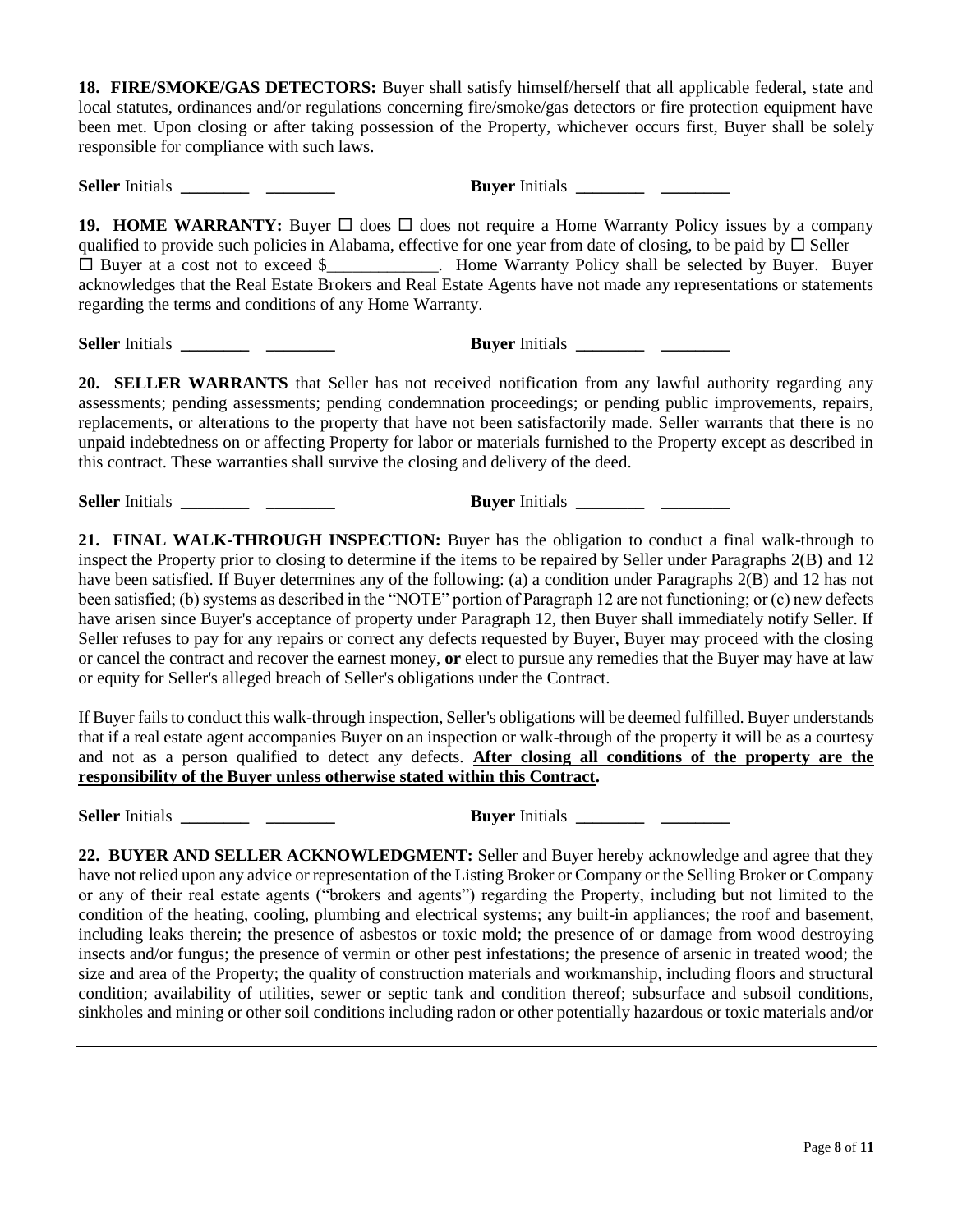**18. FIRE/SMOKE/GAS DETECTORS:** Buyer shall satisfy himself/herself that all applicable federal, state and local statutes, ordinances and/or regulations concerning fire/smoke/gas detectors or fire protection equipment have been met. Upon closing or after taking possession of the Property, whichever occurs first, Buyer shall be solely responsible for compliance with such laws.

**Seller** Initials ________ ________ **Buyer** Initials ________ ________

**19. HOME WARRANTY:** Buyer ☐ does ☐ does not require a Home Warranty Policy issues by a company qualified to provide such policies in Alabama, effective for one year from date of closing, to be paid by ☐ Seller ☐ Buyer at a cost not to exceed $_____________. Home Warranty Policy shall be selected by Buyer. Buyer acknowledges that the Real Estate Brokers and Real Estate Agents have not made any representations or statements regarding the terms and conditions of any Home Warranty.

**Seller** Initials ________ ________ **Buyer** Initials ________ ________

**20. SELLER WARRANTS** that Seller has not received notification from any lawful authority regarding any assessments; pending assessments; pending condemnation proceedings; or pending public improvements, repairs, replacements, or alterations to the property that have not been satisfactorily made. Seller warrants that there is no unpaid indebtedness on or affecting Property for labor or materials furnished to the Property except as described in this contract. These warranties shall survive the closing and delivery of the deed.

**Seller** Initials ________ ________ **Buyer** Initials ________ ________

**21. FINAL WALK-THROUGH INSPECTION:** Buyer has the obligation to conduct a final walk-through to inspect the Property prior to closing to determine if the items to be repaired by Seller under Paragraphs 2(B) and 12 have been satisfied. If Buyer determines any of the following: (a) a condition under Paragraphs 2(B) and 12 has not been satisfied; (b) systems as described in the "NOTE" portion of Paragraph 12 are not functioning; or (c) new defects have arisen since Buyer's acceptance of property under Paragraph 12, then Buyer shall immediately notify Seller. If Seller refuses to pay for any repairs or correct any defects requested by Buyer, Buyer may proceed with the closing or cancel the contract and recover the earnest money, **or** elect to pursue any remedies that the Buyer may have at law or equity for Seller's alleged breach of Seller's obligations under the Contract.

If Buyer fails to conduct this walk-through inspection, Seller's obligations will be deemed fulfilled. Buyer understands that if a real estate agent accompanies Buyer on an inspection or walk-through of the property it will be as a courtesy and not as a person qualified to detect any defects. **After closing all conditions of the property are the responsibility of the Buyer unless otherwise stated within this Contract.**

**Seller** Initials ________ ________ **Buyer** Initials ________ ________

**22. BUYER AND SELLER ACKNOWLEDGMENT:** Seller and Buyer hereby acknowledge and agree that they have not relied upon any advice or representation of the Listing Broker or Company or the Selling Broker or Company or any of their real estate agents ("brokers and agents") regarding the Property, including but not limited to the condition of the heating, cooling, plumbing and electrical systems; any built-in appliances; the roof and basement, including leaks therein; the presence of asbestos or toxic mold; the presence of or damage from wood destroying insects and/or fungus; the presence of vermin or other pest infestations; the presence of arsenic in treated wood; the size and area of the Property; the quality of construction materials and workmanship, including floors and structural condition; availability of utilities, sewer or septic tank and condition thereof; subsurface and subsoil conditions, sinkholes and mining or other soil conditions including radon or other potentially hazardous or toxic materials and/or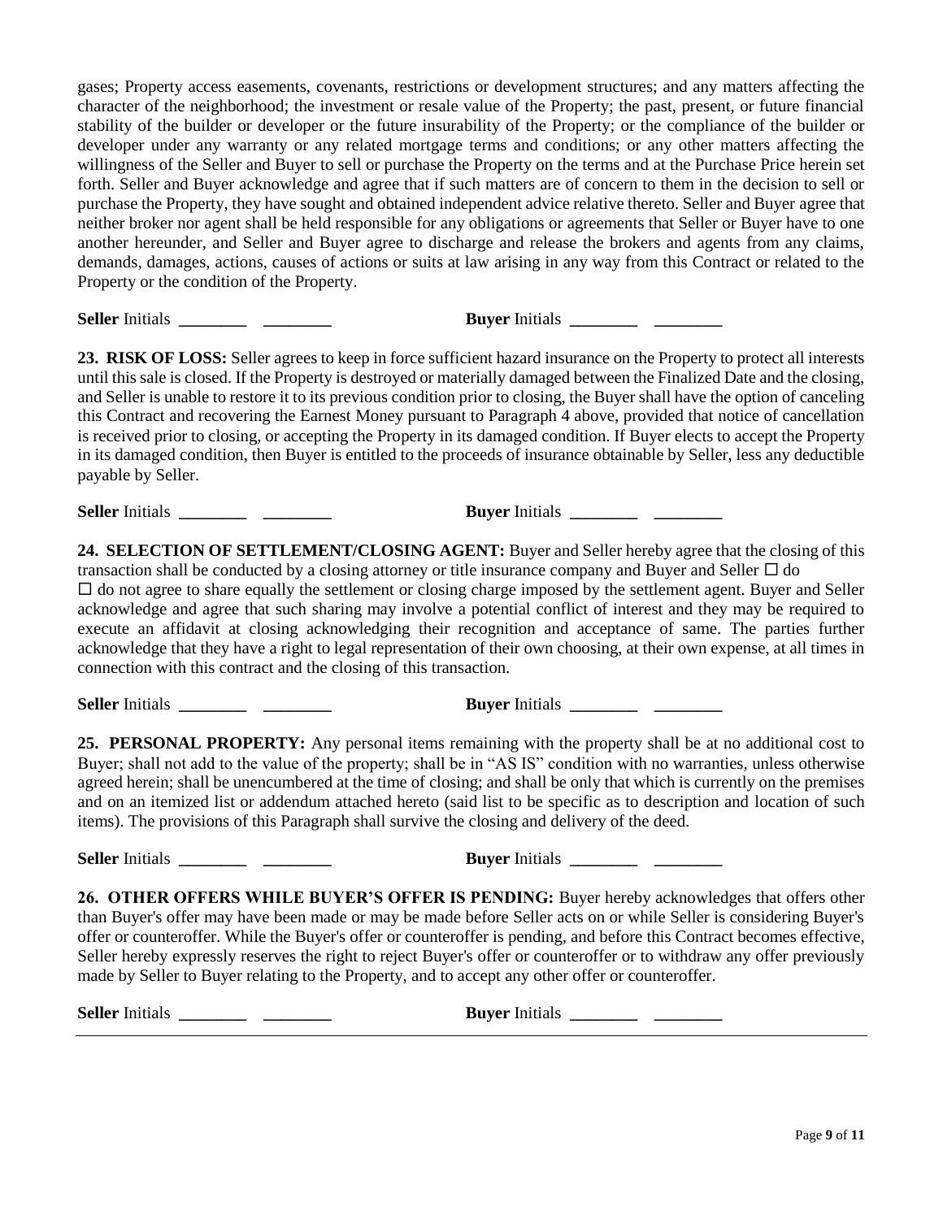gases; Property access easements, covenants, restrictions or development structures; and any matters affecting the character of the neighborhood; the investment or resale value of the Property; the past, present, or future financial stability of the builder or developer or the future insurability of the Property; or the compliance of the builder or developer under any warranty or any related mortgage terms and conditions; or any other matters affecting the willingness of the Seller and Buyer to sell or purchase the Property on the terms and at the Purchase Price herein set forth. Seller and Buyer acknowledge and agree that if such matters are of concern to them in the decision to sell or purchase the Property, they have sought and obtained independent advice relative thereto. Seller and Buyer agree that neither broker nor agent shall be held responsible for any obligations or agreements that Seller or Buyer have to one another hereunder, and Seller and Buyer agree to discharge and release the brokers and agents from any claims, demands, damages, actions, causes of actions or suits at law arising in any way from this Contract or related to the Property or the condition of the Property.

**Seller** Initials ________ ________ **Buyer** Initials ________ ________

**23. RISK OF LOSS:** Seller agrees to keep in force sufficient hazard insurance on the Property to protect all interests until this sale is closed. If the Property is destroyed or materially damaged between the Finalized Date and the closing, and Seller is unable to restore it to its previous condition prior to closing, the Buyer shall have the option of canceling this Contract and recovering the Earnest Money pursuant to Paragraph 4 above, provided that notice of cancellation is received prior to closing, or accepting the Property in its damaged condition. If Buyer elects to accept the Property in its damaged condition, then Buyer is entitled to the proceeds of insurance obtainable by Seller, less any deductible payable by Seller.

**Seller** Initials ________ ________ **Buyer** Initials ________ ________

**24. SELECTION OF SETTLEMENT/CLOSING AGENT:** Buyer and Seller hereby agree that the closing of this transaction shall be conducted by a closing attorney or title insurance company and Buyer and Seller ☐ do ☐ do not agree to share equally the settlement or closing charge imposed by the settlement agent. Buyer and Seller acknowledge and agree that such sharing may involve a potential conflict of interest and they may be required to execute an affidavit at closing acknowledging their recognition and acceptance of same. The parties further acknowledge that they have a right to legal representation of their own choosing, at their own expense, at all times in connection with this contract and the closing of this transaction.

**Seller** Initials ________ ________ **Buyer** Initials ________ ________

**25. PERSONAL PROPERTY:** Any personal items remaining with the property shall be at no additional cost to Buyer; shall not add to the value of the property; shall be in "AS IS" condition with no warranties, unless otherwise agreed herein; shall be unencumbered at the time of closing; and shall be only that which is currently on the premises and on an itemized list or addendum attached hereto (said list to be specific as to description and location of such items). The provisions of this Paragraph shall survive the closing and delivery of the deed.

**Seller** Initials ________ ________ **Buyer** Initials ________ ________

**26. OTHER OFFERS WHILE BUYER'S OFFER IS PENDING:** Buyer hereby acknowledges that offers other than Buyer's offer may have been made or may be made before Seller acts on or while Seller is considering Buyer's offer or counteroffer. While the Buyer's offer or counteroffer is pending, and before this Contract becomes effective, Seller hereby expressly reserves the right to reject Buyer's offer or counteroffer or to withdraw any offer previously made by Seller to Buyer relating to the Property, and to accept any other offer or counteroffer.

**Seller** Initials ________ ________ **Buyer** Initials ________ ________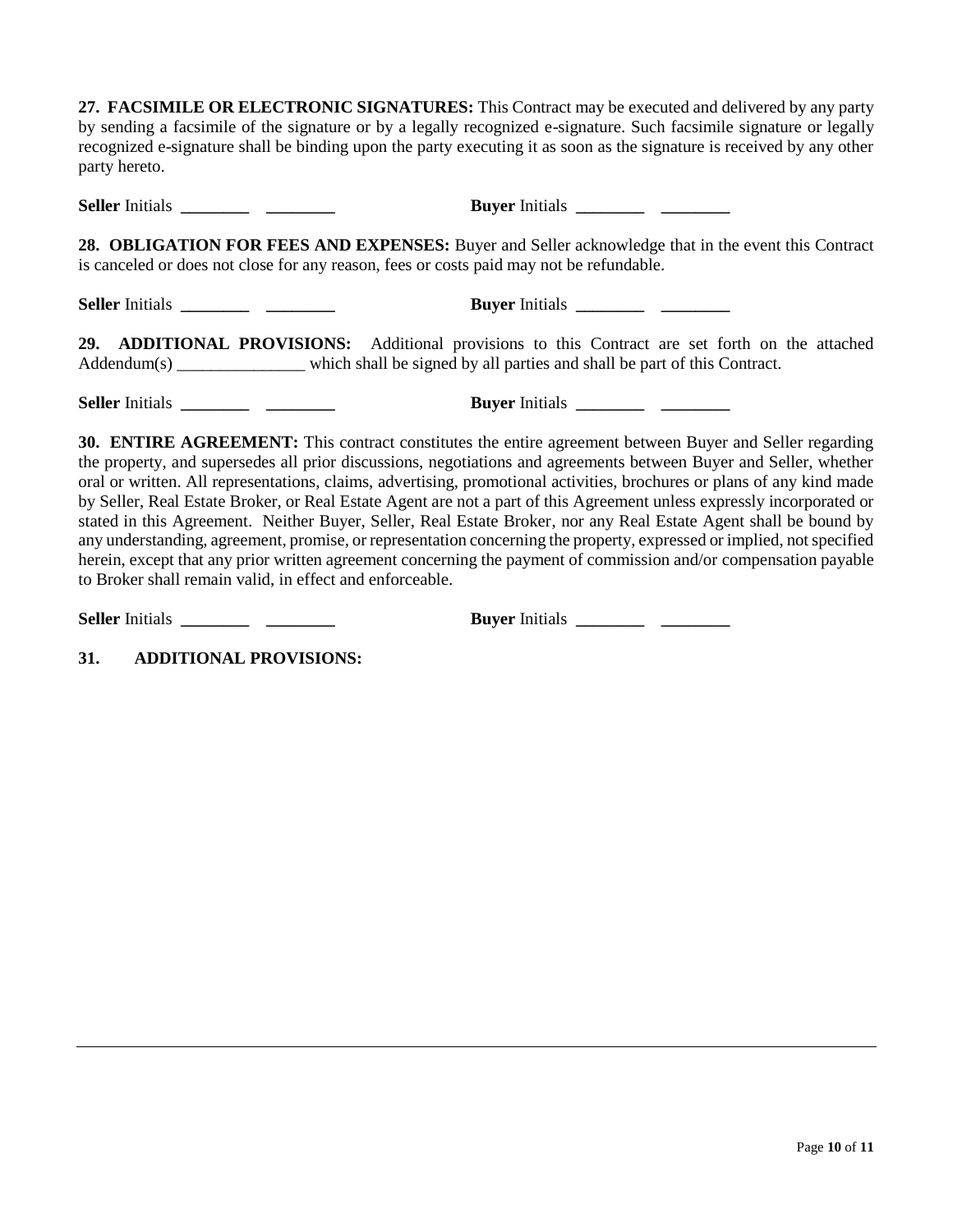**27. FACSIMILE OR ELECTRONIC SIGNATURES:** This Contract may be executed and delivered by any party by sending a facsimile of the signature or by a legally recognized e-signature. Such facsimile signature or legally recognized e-signature shall be binding upon the party executing it as soon as the signature is received by any other party hereto.

**Seller** Initials ________ ________ **Buyer** Initials ________ ________

**28. OBLIGATION FOR FEES AND EXPENSES:** Buyer and Seller acknowledge that in the event this Contract is canceled or does not close for any reason, fees or costs paid may not be refundable.

**Seller** Initials ________ ________ **Buyer** Initials ________ ________

**29. ADDITIONAL PROVISIONS:** Additional provisions to this Contract are set forth on the attached Addendum(s) _______________ which shall be signed by all parties and shall be part of this Contract.

**Seller** Initials ________ ________ **Buyer** Initials ________ ________

**30. ENTIRE AGREEMENT:** This contract constitutes the entire agreement between Buyer and Seller regarding the property, and supersedes all prior discussions, negotiations and agreements between Buyer and Seller, whether oral or written. All representations, claims, advertising, promotional activities, brochures or plans of any kind made by Seller, Real Estate Broker, or Real Estate Agent are not a part of this Agreement unless expressly incorporated or stated in this Agreement. Neither Buyer, Seller, Real Estate Broker, nor any Real Estate Agent shall be bound by any understanding, agreement, promise, or representation concerning the property, expressed or implied, not specified herein, except that any prior written agreement concerning the payment of commission and/or compensation payable to Broker shall remain valid, in effect and enforceable.

**Seller** Initials ________ ________ **Buyer** Initials ________ ________

**31. ADDITIONAL PROVISIONS:**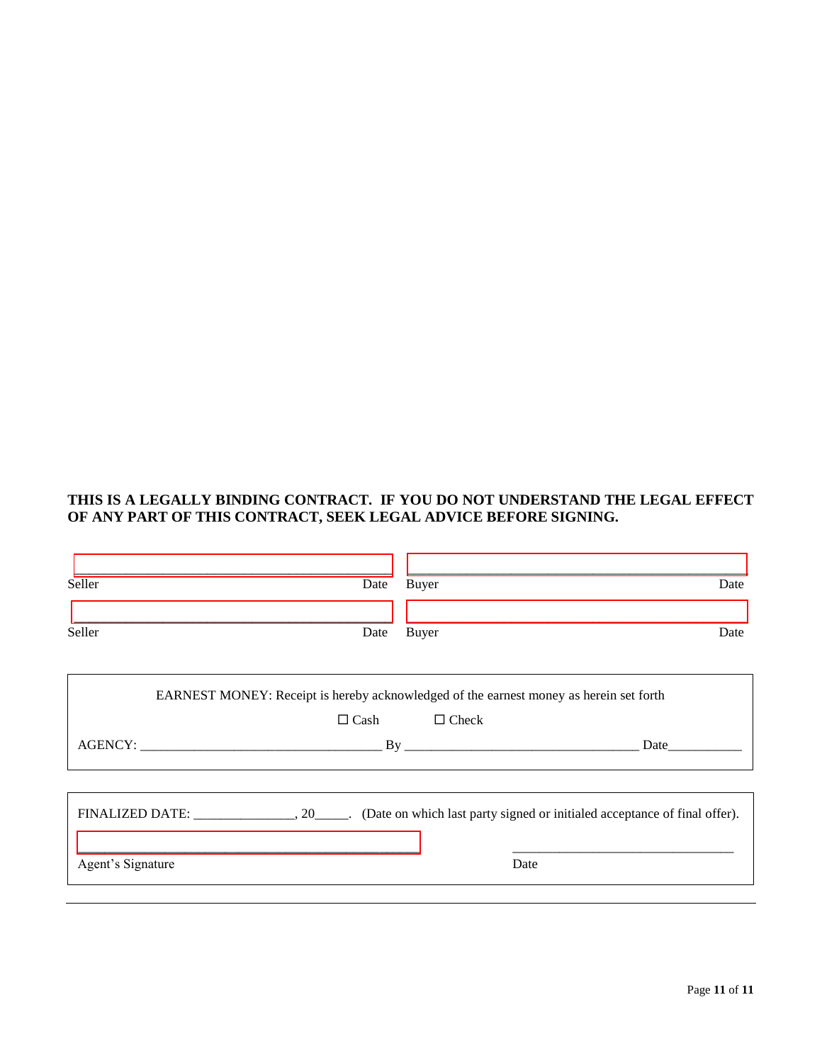**THIS IS A LEGALLY BINDING CONTRACT. IF YOU DO NOT UNDERSTAND THE LEGAL EFFECT OF ANY PART OF THIS CONTRACT, SEEK LEGAL ADVICE BEFORE SIGNING.**

______________________________________________ ______________________________________________
Seller Date Buyer Date

______________________________________________ ______________________________________________
Seller Date Buyer Date

EARNEST MONEY: Receipt is hereby acknowledged of the earnest money as herein set forth

☐ Cash ☐ Check

AGENCY: ___________________________________ By __________________________________ Date___________

FINALIZED DATE: _______________, 20_____. (Date on which last party signed or initialed acceptance of final offer).

_________________________________________________ _________________________________
Agent's Signature Date